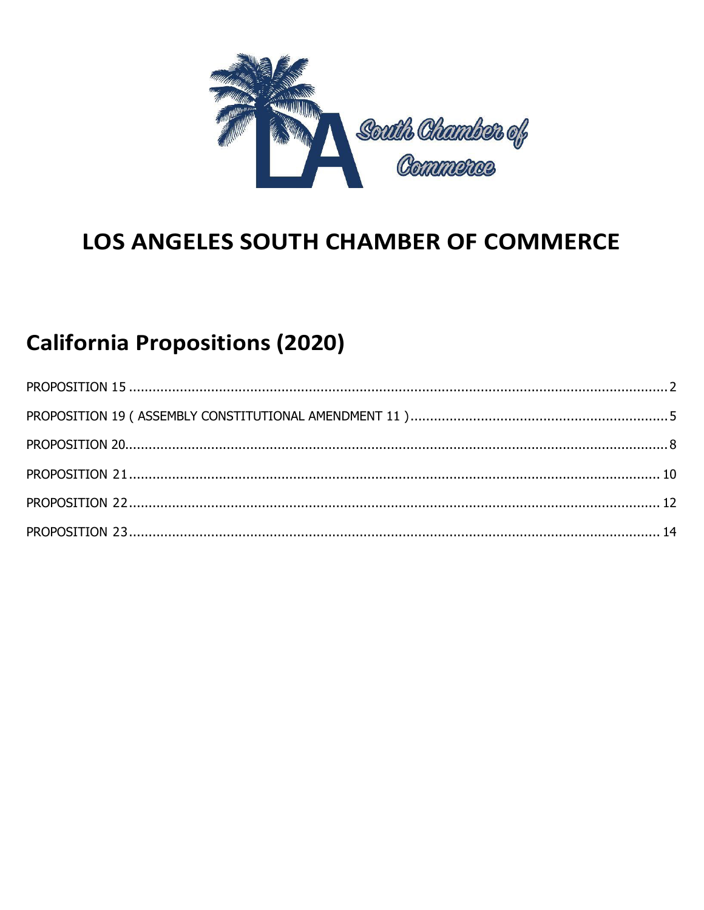# LOS ANGELES SOUTH CHAMBER OF COMMERCE

## California Propositions (2020)

PROPOSITION 15 .......... 2

PROPOSITION 19 ( ASSEMBLY CONSTITUTIONAL AMENDMENT 11 ) .......... 5

PROPOSITION 20 .......... 8

PROPOSITION 21 .......... 10

PROPOSITION 22 .......... 12

PROPOSITION 23 .......... 14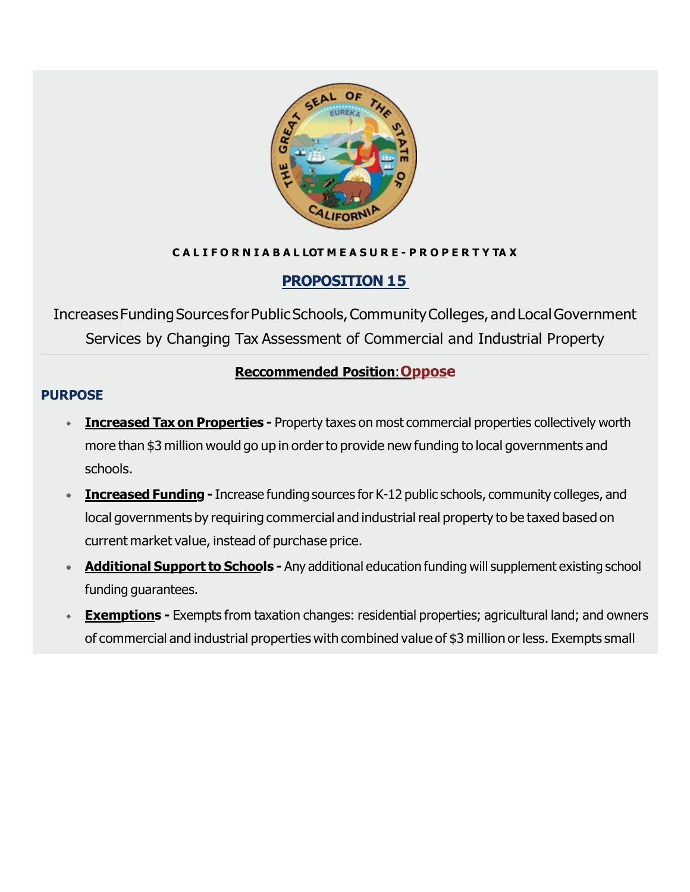CALIFORNIA BALLOT MEASURE - PROPERTY TAX

## PROPOSITION 15

Increases Funding Sources for Public Schools, Community Colleges, and Local Government Services by Changing Tax Assessment of Commercial and Industrial Property

**Reccommended Position: Oppose**

### PURPOSE

- **Increased Tax on Properties -** Property taxes on most commercial properties collectively worth more than $3 million would go up in order to provide new funding to local governments and schools.
- **Increased Funding -** Increase funding sources for K-12 public schools, community colleges, and local governments by requiring commercial and industrial real property to be taxed based on current market value, instead of purchase price.
- **Additional Support to Schools -** Any additional education funding will supplement existing school funding guarantees.
- **Exemptions -** Exempts from taxation changes: residential properties; agricultural land; and owners of commercial and industrial properties with combined value of $3 million or less. Exempts small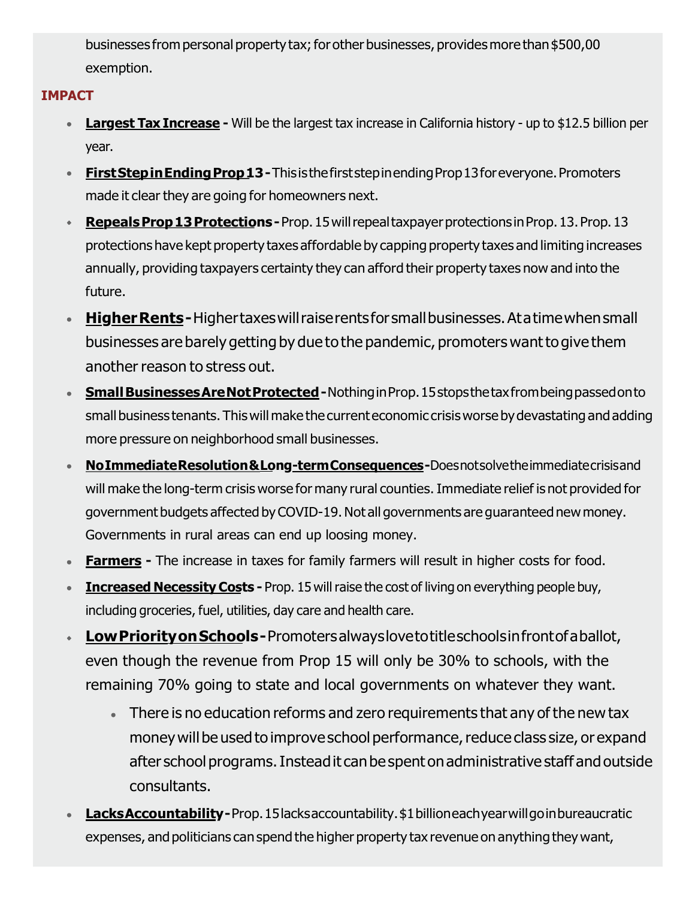businesses from personal property tax; for other businesses, provides more than $500,00 exemption.

**IMPACT**

- **Largest Tax Increase -** Will be the largest tax increase in California history - up to $12.5 billion per year.
- **First Step in Ending Prop 13 -** This is the first step in ending Prop 13 for everyone. Promoters made it clear they are going for homeowners next.
- **Repeals Prop 13 Protections -** Prop. 15 will repeal taxpayer protections in Prop. 13. Prop. 13 protections have kept property taxes affordable by capping property taxes and limiting increases annually, providing taxpayers certainty they can afford their property taxes now and into the future.
- **Higher Rents -** Higher taxes will raise rents for small businesses. At a time when small businesses are barely getting by due to the pandemic, promoters want to give them another reason to stress out.
- **Small Businesses Are Not Protected -** Nothing in Prop. 15 stops the tax from being passed on to small business tenants. This will make the current economic crisis worse by devastating and adding more pressure on neighborhood small businesses.
- **No Immediate Resolution & Long-term Consequences -** Does not solve the immediate crisis and will make the long-term crisis worse for many rural counties. Immediate relief is not provided for government budgets affected by COVID-19. Not all governments are guaranteed new money. Governments in rural areas can end up loosing money.
- **Farmers -** The increase in taxes for family farmers will result in higher costs for food.
- **Increased Necessity Costs -** Prop. 15 will raise the cost of living on everything people buy, including groceries, fuel, utilities, day care and health care.
- **Low Priority on Schools -** Promoters always love to title schools in front of a ballot, even though the revenue from Prop 15 will only be 30% to schools, with the remaining 70% going to state and local governments on whatever they want.
  - There is no education reforms and zero requirements that any of the new tax money will be used to improve school performance, reduce class size, or expand after school programs. Instead it can be spent on administrative staff and outside consultants.
- **Lacks Accountability -** Prop. 15 lacks accountability. $1 billion each year will go in bureaucratic expenses, and politicians can spend the higher property tax revenue on anything they want,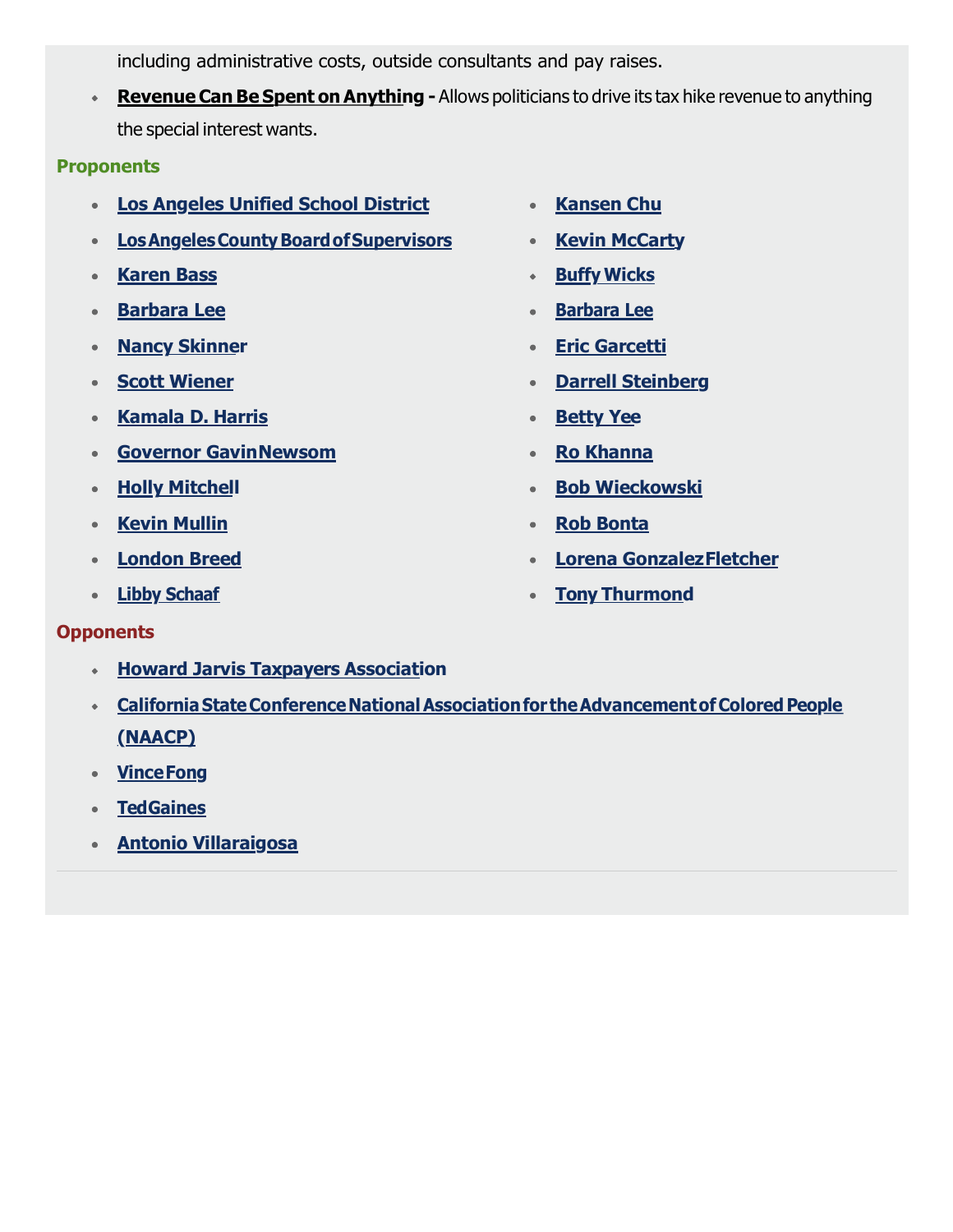including administrative costs, outside consultants and pay raises.

- **Revenue Can Be Spent on Anything -** Allows politicians to drive its tax hike revenue to anything the special interest wants.

**Proponents**

- **Los Angeles Unified School District**
- **Los Angeles County Board of Supervisors**
- **Karen Bass**
- **Barbara Lee**
- **Nancy Skinner**
- **Scott Wiener**
- **Kamala D. Harris**
- **Governor Gavin Newsom**
- **Holly Mitchell**
- **Kevin Mullin**
- **London Breed**
- **Libby Schaaf**
- **Kansen Chu**
- **Kevin McCarty**
- **Buffy Wicks**
- **Barbara Lee**
- **Eric Garcetti**
- **Darrell Steinberg**
- **Betty Yee**
- **Ro Khanna**
- **Bob Wieckowski**
- **Rob Bonta**
- **Lorena Gonzalez Fletcher**
- **Tony Thurmond**

**Opponents**

- **Howard Jarvis Taxpayers Association**
- **California State Conference National Association for the Advancement of Colored People (NAACP)**
- **Vince Fong**
- **Ted Gaines**
- **Antonio Villaraigosa**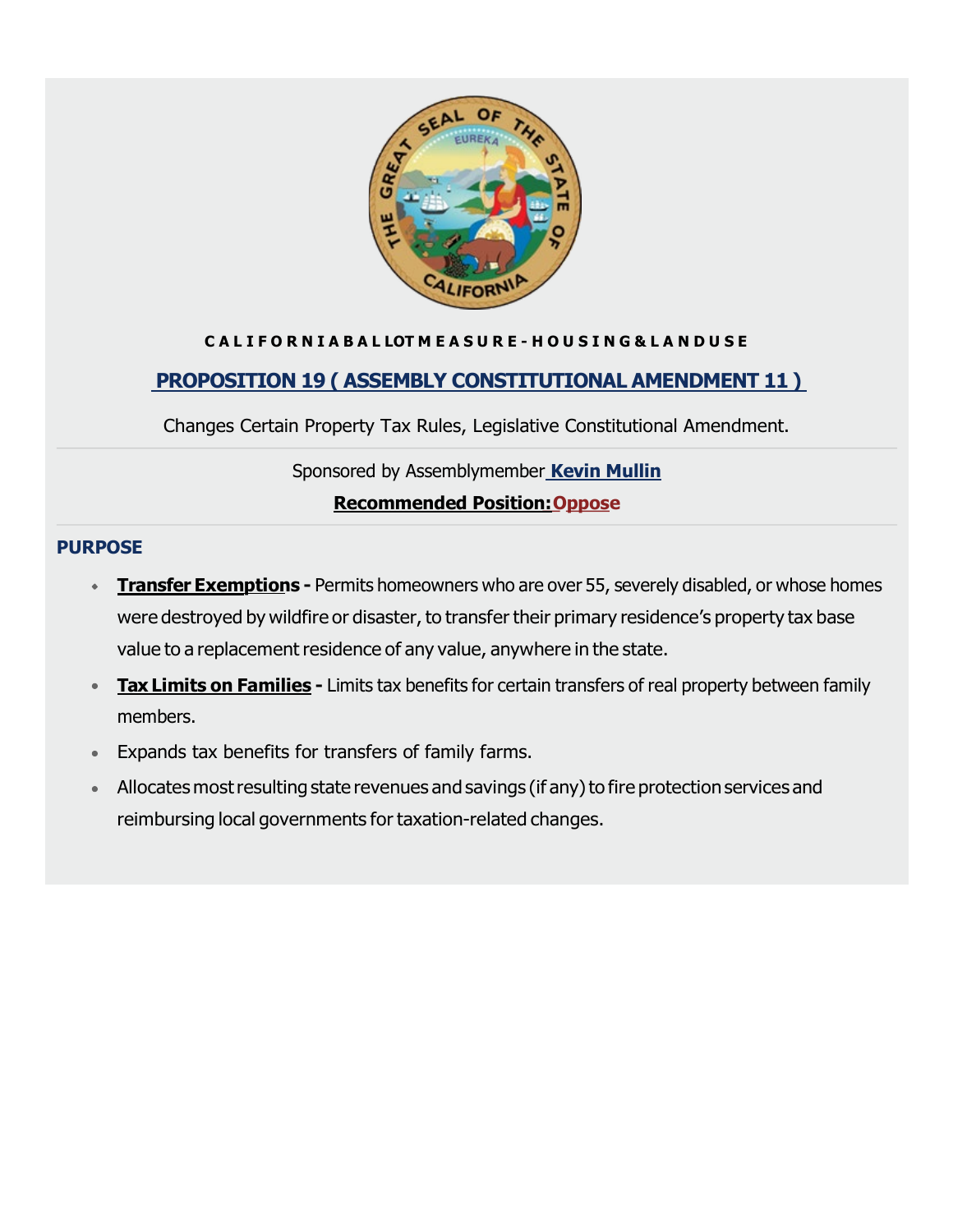CALIFORNIA BALLOT MEASURE - HOUSING & LAND USE

## PROPOSITION 19 ( ASSEMBLY CONSTITUTIONAL AMENDMENT 11 )

Changes Certain Property Tax Rules, Legislative Constitutional Amendment.

Sponsored by Assemblymember **Kevin Mullin**

**Recommended Position: Oppose**

### PURPOSE

- **Transfer Exemptions -** Permits homeowners who are over 55, severely disabled, or whose homes were destroyed by wildfire or disaster, to transfer their primary residence's property tax base value to a replacement residence of any value, anywhere in the state.
- **Tax Limits on Families -** Limits tax benefits for certain transfers of real property between family members.
- Expands tax benefits for transfers of family farms.
- Allocates most resulting state revenues and savings (if any) to fire protection services and reimbursing local governments for taxation-related changes.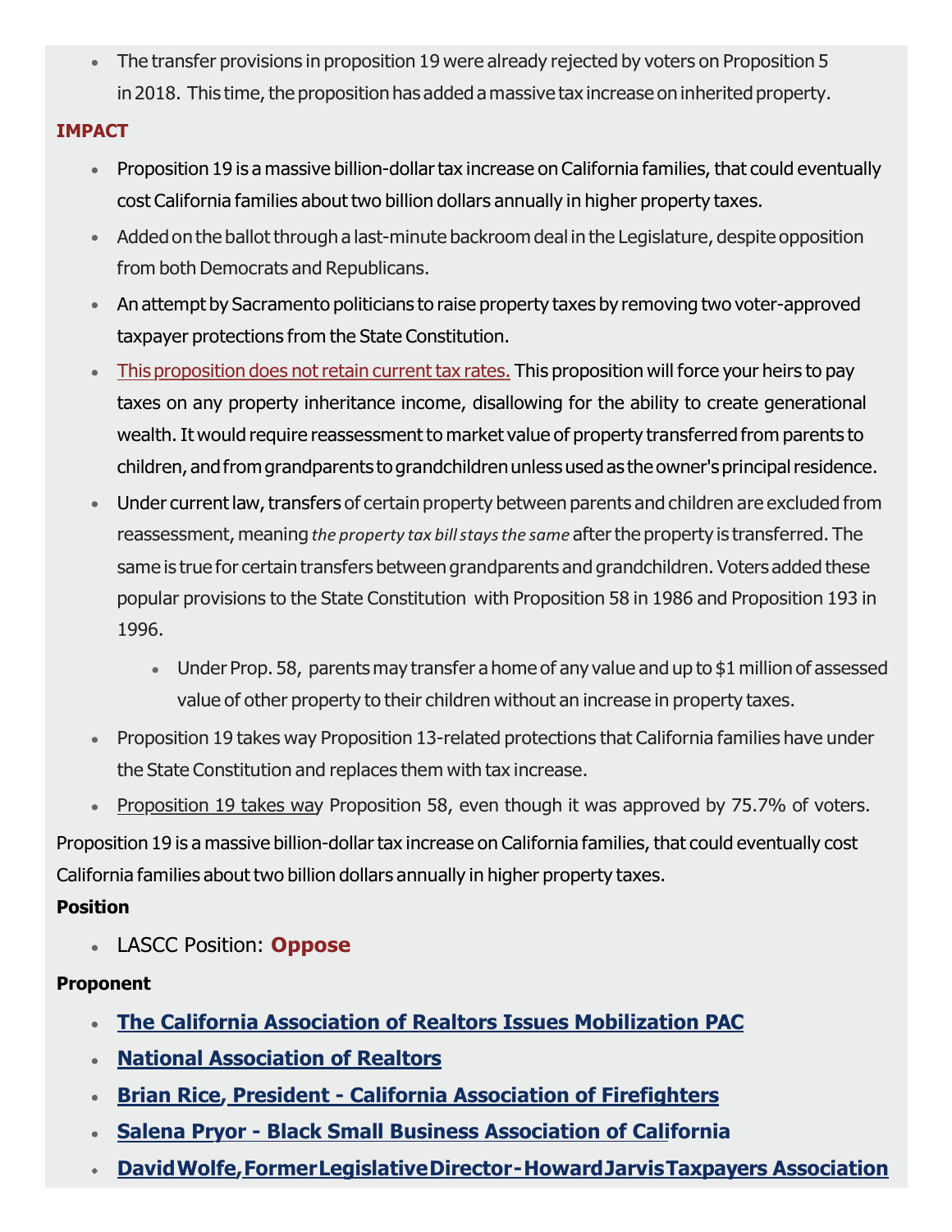- The transfer provisions in proposition 19 were already rejected by voters on Proposition 5 in 2018. This time, the proposition has added a massive tax increase on inherited property.

**IMPACT**

- Proposition 19 is a massive billion-dollar tax increase on California families, that could eventually cost California families about two billion dollars annually in higher property taxes.
- Added on the ballot through a last-minute backroom deal in the Legislature, despite opposition from both Democrats and Republicans.
- An attempt by Sacramento politicians to raise property taxes by removing two voter-approved taxpayer protections from the State Constitution.
- This proposition does not retain current tax rates. This proposition will force your heirs to pay taxes on any property inheritance income, disallowing for the ability to create generational wealth. It would require reassessment to market value of property transferred from parents to children, and from grandparents to grandchildren unless used as the owner's principal residence.
- Under current law, transfers of certain property between parents and children are excluded from reassessment, meaning *the property tax bill stays the same* after the property is transferred. The same is true for certain transfers between grandparents and grandchildren. Voters added these popular provisions to the State Constitution with Proposition 58 in 1986 and Proposition 193 in 1996.
  - Under Prop. 58, parents may transfer a home of any value and up to $1 million of assessed value of other property to their children without an increase in property taxes.
- Proposition 19 takes way Proposition 13-related protections that California families have under the State Constitution and replaces them with tax increase.
- Proposition 19 takes way Proposition 58, even though it was approved by 75.7% of voters.

Proposition 19 is a massive billion-dollar tax increase on California families, that could eventually cost California families about two billion dollars annually in higher property taxes.

**Position**

- LASCC Position: **Oppose**

**Proponent**

- **The California Association of Realtors Issues Mobilization PAC**
- **National Association of Realtors**
- **Brian Rice, President - California Association of Firefighters**
- **Salena Pryor - Black Small Business Association of California**
- **David Wolfe, Former Legislative Director - Howard Jarvis Taxpayers Association**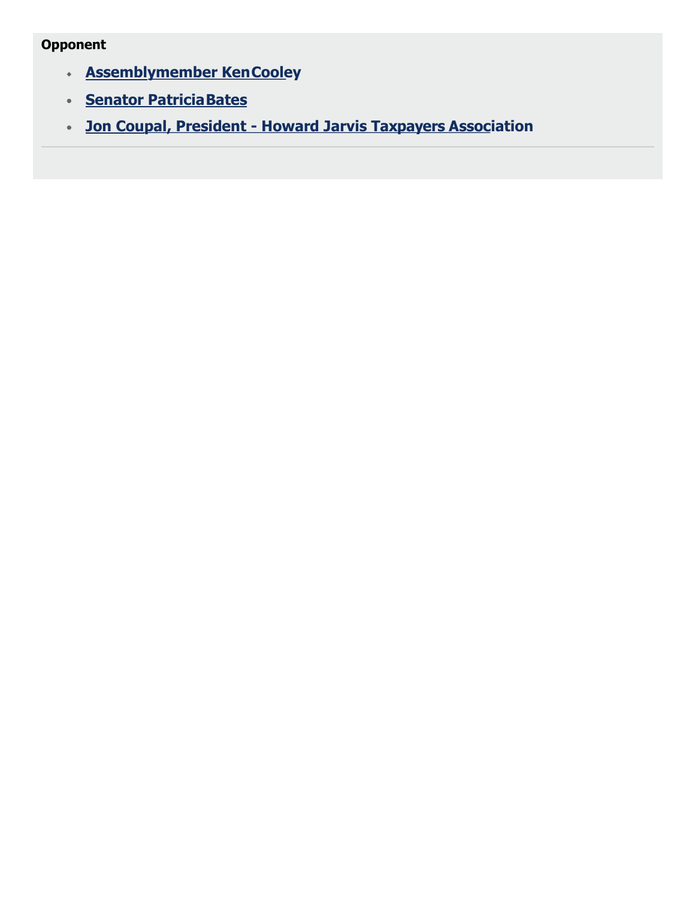**Opponent**

- **Assemblymember Ken Cooley**
- **Senator Patricia Bates**
- **Jon Coupal, President - Howard Jarvis Taxpayers Association**

---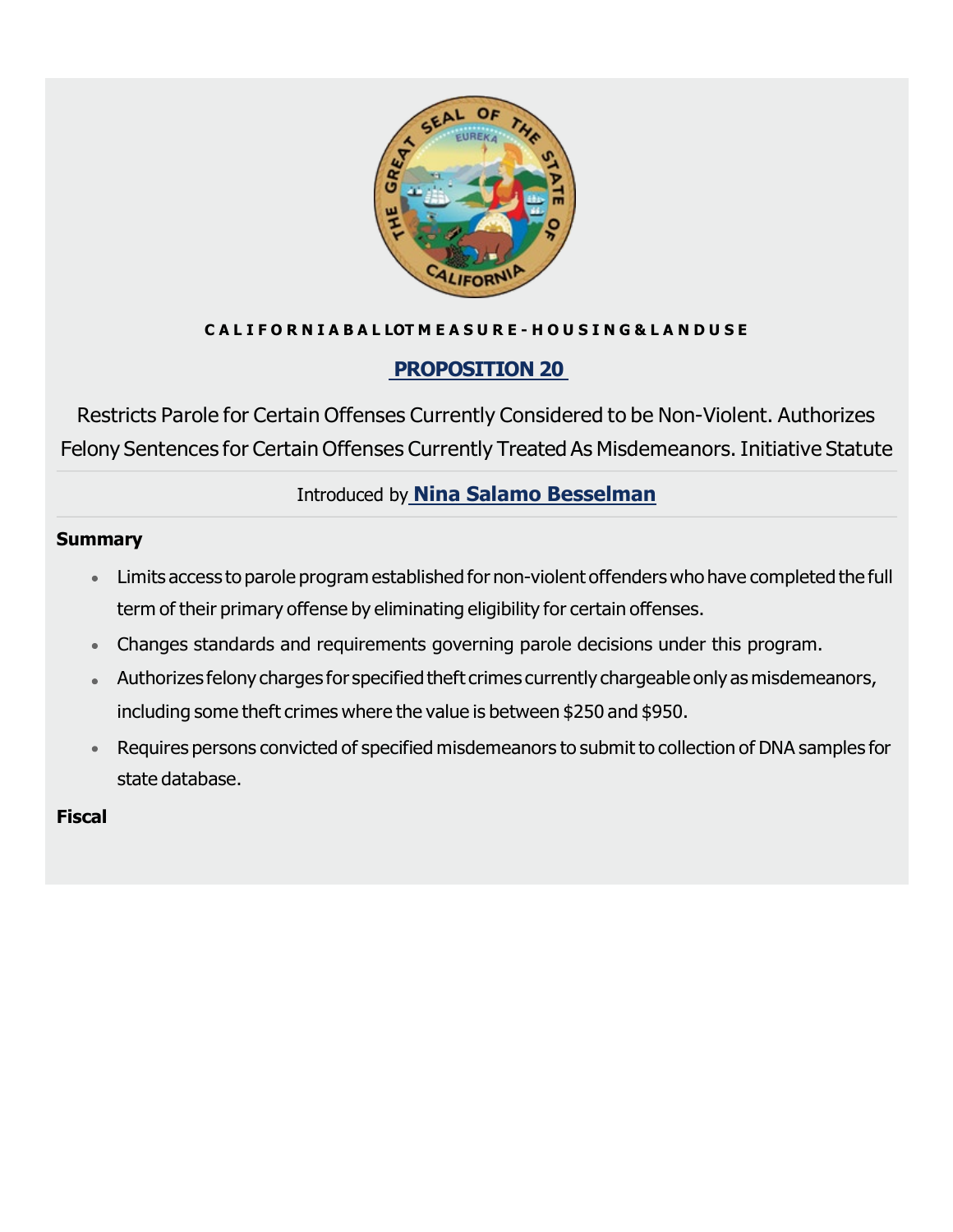CALIFORNIA BALLOT MEASURE - HOUSING & LAND USE

## PROPOSITION 20

Restricts Parole for Certain Offenses Currently Considered to be Non-Violent. Authorizes Felony Sentences for Certain Offenses Currently Treated As Misdemeanors. Initiative Statute

Introduced by **Nina Salamo Besselman**

**Summary**

- Limits access to parole program established for non-violent offenders who have completed the full term of their primary offense by eliminating eligibility for certain offenses.
- Changes standards and requirements governing parole decisions under this program.
- Authorizes felony charges for specified theft crimes currently chargeable only as misdemeanors, including some theft crimes where the value is between $250 and $950.
- Requires persons convicted of specified misdemeanors to submit to collection of DNA samples for state database.

**Fiscal**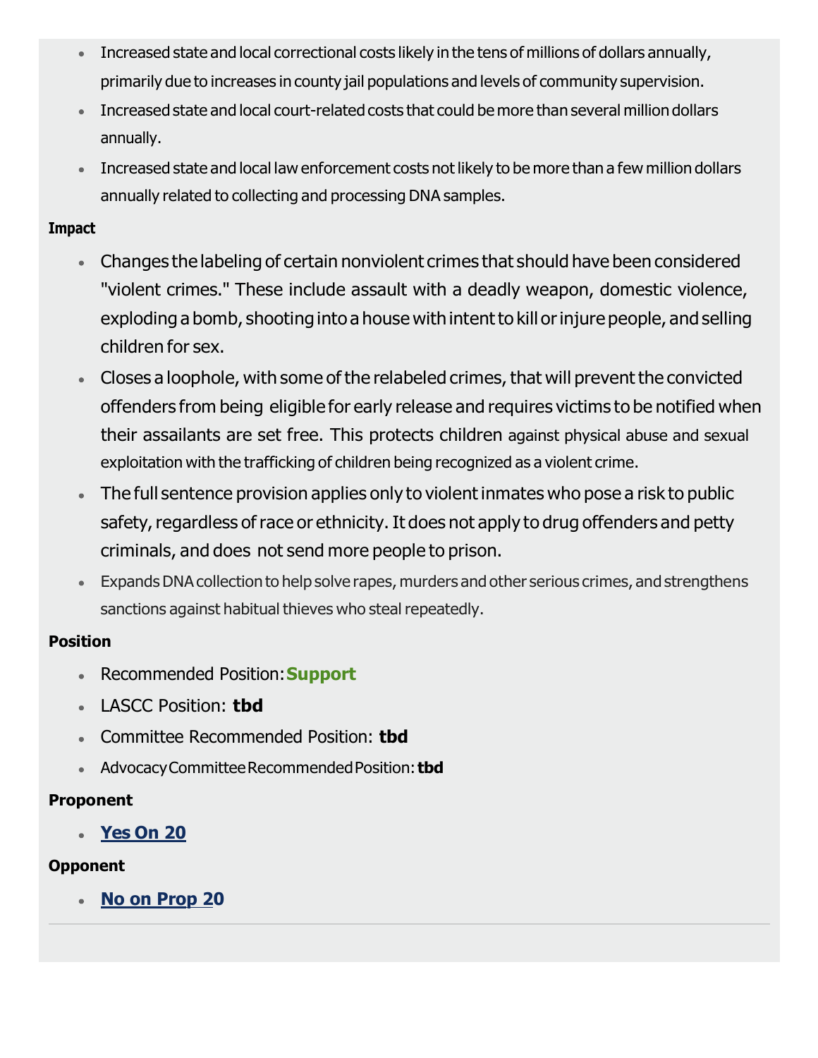- Increased state and local correctional costs likely in the tens of millions of dollars annually, primarily due to increases in county jail populations and levels of community supervision.
- Increased state and local court-related costs that could be more than several million dollars annually.
- Increased state and local law enforcement costs not likely to be more than a few million dollars annually related to collecting and processing DNA samples.

**Impact**

- Changes the labeling of certain nonviolent crimes that should have been considered "violent crimes." These include assault with a deadly weapon, domestic violence, exploding a bomb, shooting into a house with intent to kill or injure people, and selling children for sex.
- Closes a loophole, with some of the relabeled crimes, that will prevent the convicted offenders from being eligible for early release and requires victims to be notified when their assailants are set free. This protects children against physical abuse and sexual exploitation with the trafficking of children being recognized as a violent crime.
- The full sentence provision applies only to violent inmates who pose a risk to public safety, regardless of race or ethnicity. It does not apply to drug offenders and petty criminals, and does not send more people to prison.
- Expands DNA collection to help solve rapes, murders and other serious crimes, and strengthens sanctions against habitual thieves who steal repeatedly.

**Position**

- Recommended Position: **Support**
- LASCC Position: **tbd**
- Committee Recommended Position: **tbd**
- Advocacy Committee Recommended Position: **tbd**

**Proponent**

- **Yes On 20**

**Opponent**

- **No on Prop 20**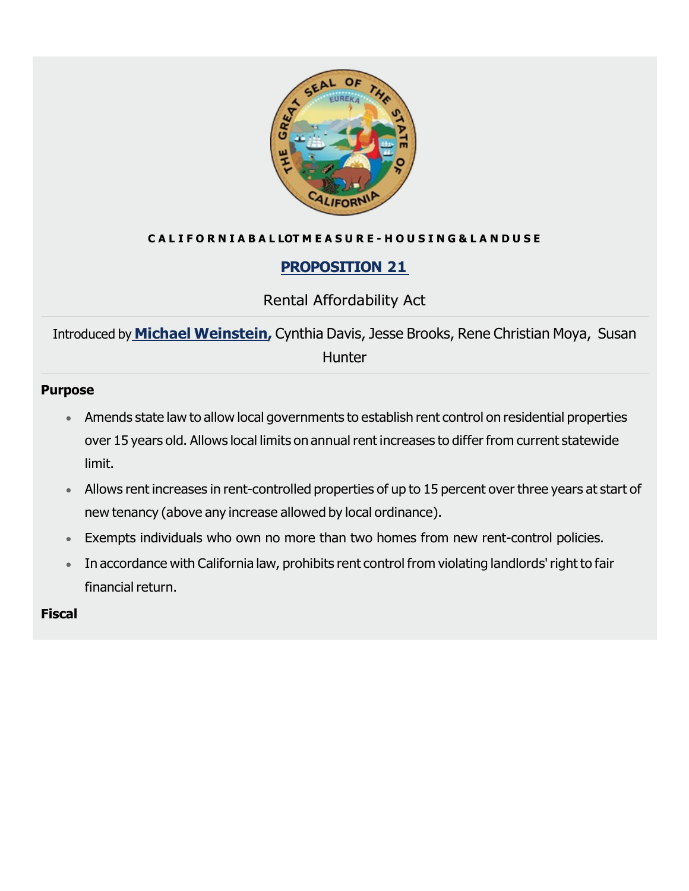CALIFORNIA BALLOT MEASURE - HOUSING & LAND USE

## PROPOSITION 21

Rental Affordability Act

Introduced by **Michael Weinstein,** Cynthia Davis, Jesse Brooks, Rene Christian Moya, Susan Hunter

**Purpose**

- Amends state law to allow local governments to establish rent control on residential properties over 15 years old. Allows local limits on annual rent increases to differ from current statewide limit.
- Allows rent increases in rent-controlled properties of up to 15 percent over three years at start of new tenancy (above any increase allowed by local ordinance).
- Exempts individuals who own no more than two homes from new rent-control policies.
- In accordance with California law, prohibits rent control from violating landlords' right to fair financial return.

**Fiscal**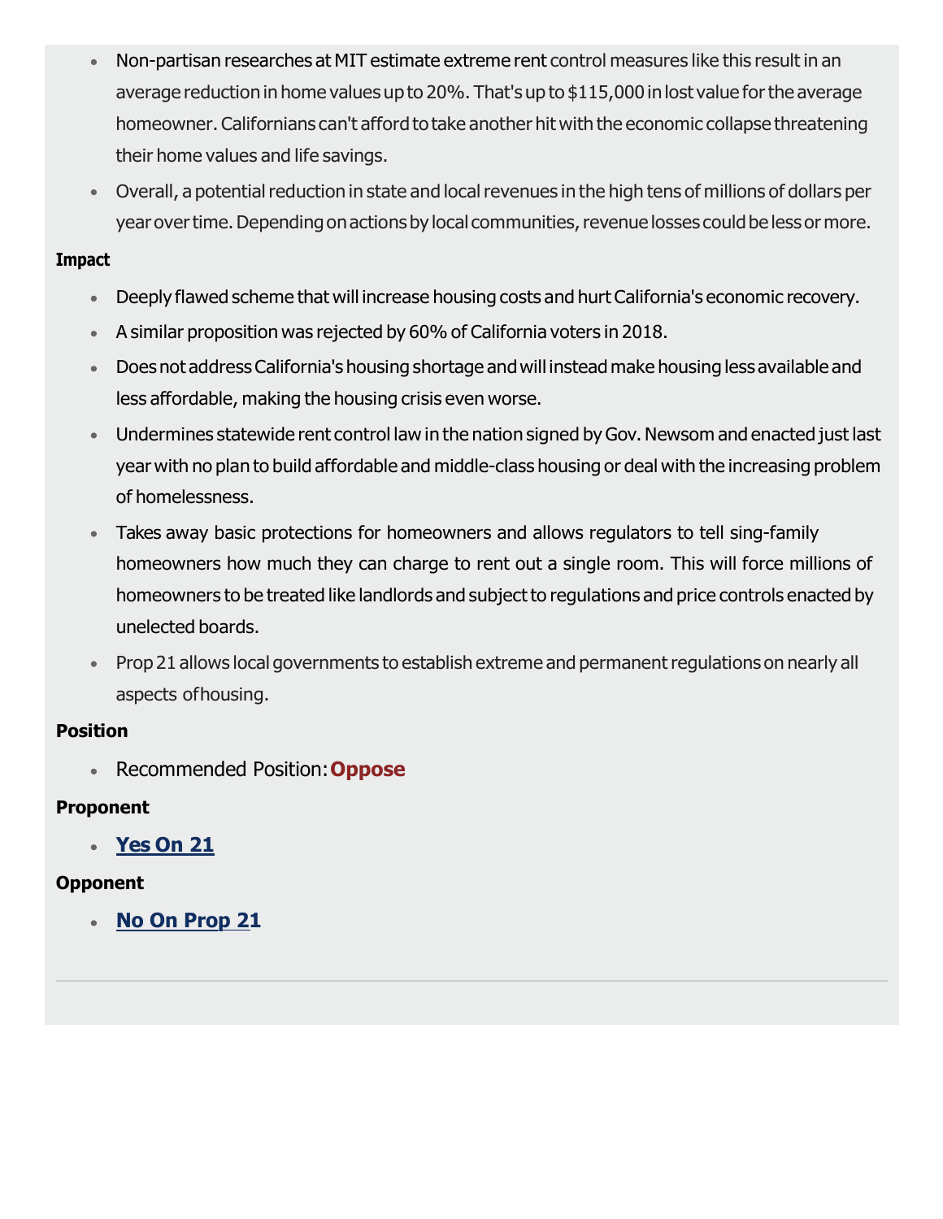- Non-partisan researches at MIT estimate extreme rent control measures like this result in an average reduction in home values up to 20%. That's up to $115,000 in lost value for the average homeowner. Californians can't afford to take another hit with the economic collapse threatening their home values and life savings.
- Overall, a potential reduction in state and local revenues in the high tens of millions of dollars per year over time. Depending on actions by local communities, revenue losses could be less or more.

**Impact**

- Deeply flawed scheme that will increase housing costs and hurt California's economic recovery.
- A similar proposition was rejected by 60% of California voters in 2018.
- Does not address California's housing shortage and will instead make housing less available and less affordable, making the housing crisis even worse.
- Undermines statewide rent control law in the nation signed by Gov. Newsom and enacted just last year with no plan to build affordable and middle-class housing or deal with the increasing problem of homelessness.
- Takes away basic protections for homeowners and allows regulators to tell sing-family homeowners how much they can charge to rent out a single room. This will force millions of homeowners to be treated like landlords and subject to regulations and price controls enacted by unelected boards.
- Prop 21 allows local governments to establish extreme and permanent regulations on nearly all aspects of housing.

**Position**

- Recommended Position: **Oppose**

**Proponent**

- **Yes On 21**

**Opponent**

- **No On Prop 21**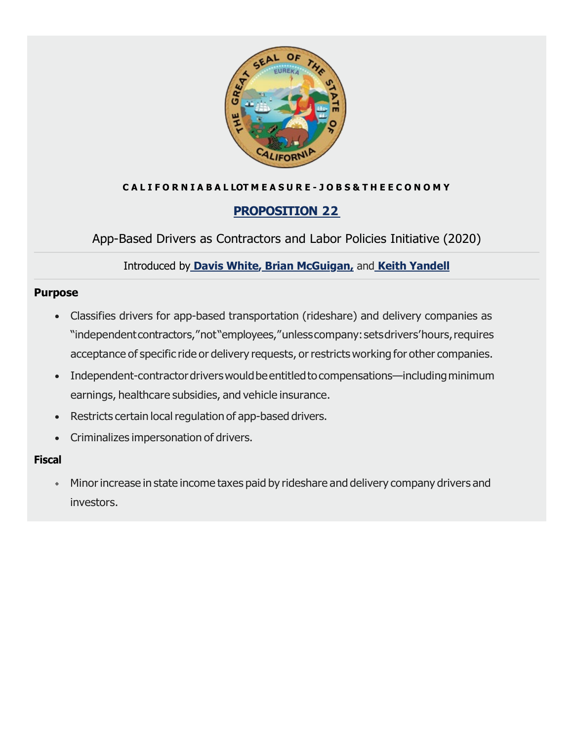**CALIFORNIA BALLOT MEASURE - JOBS & THE ECONOMY**

## PROPOSITION 22

App-Based Drivers as Contractors and Labor Policies Initiative (2020)

Introduced by **Davis White, Brian McGuigan,** and **Keith Yandell**

### Purpose

- Classifies drivers for app-based transportation (rideshare) and delivery companies as "independent contractors," not "employees," unless company: sets drivers' hours, requires acceptance of specific ride or delivery requests, or restricts working for other companies.
- Independent-contractor drivers would be entitled to compensations—including minimum earnings, healthcare subsidies, and vehicle insurance.
- Restricts certain local regulation of app-based drivers.
- Criminalizes impersonation of drivers.

### Fiscal

- Minor increase in state income taxes paid by rideshare and delivery company drivers and investors.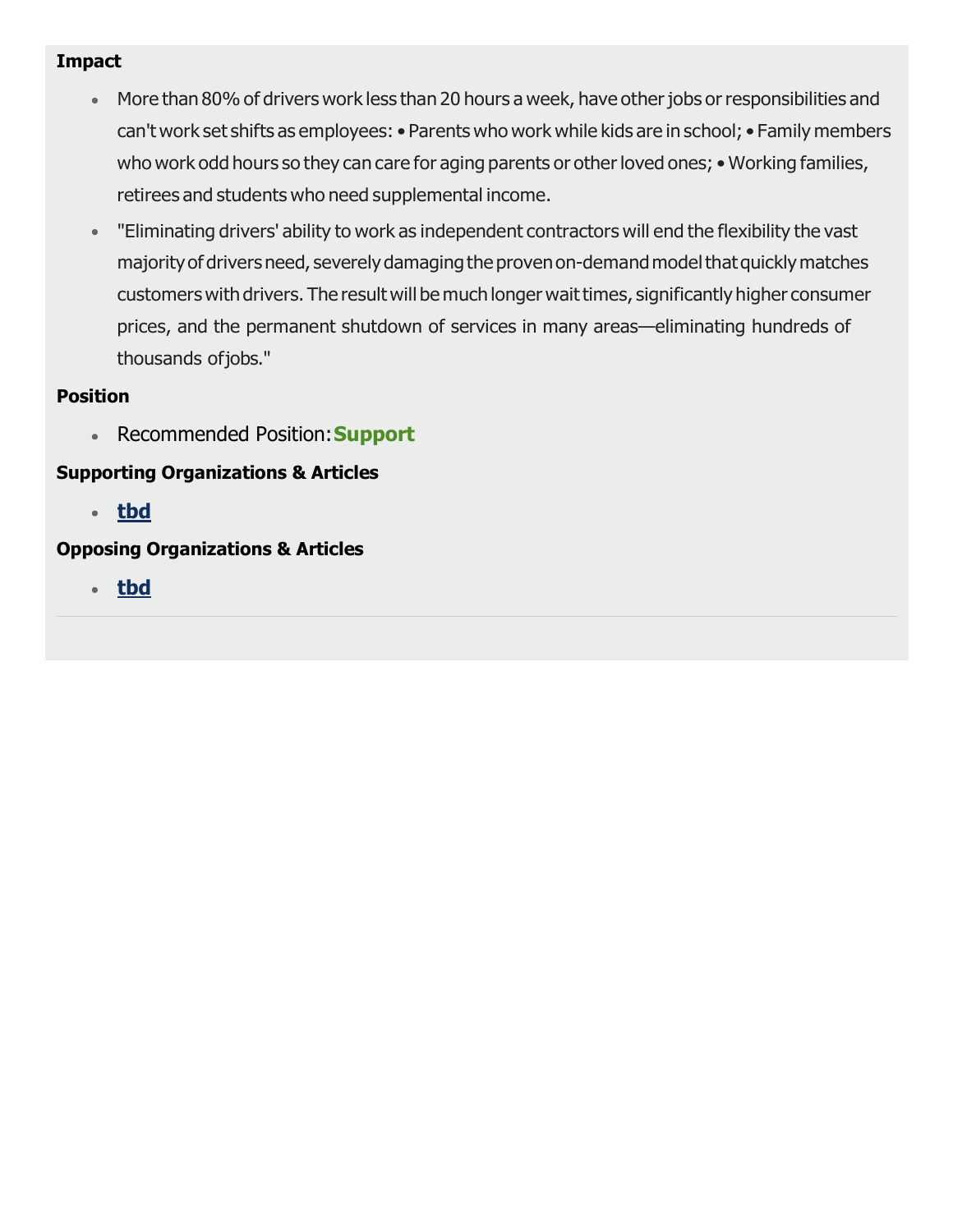**Impact**

- More than 80% of drivers work less than 20 hours a week, have other jobs or responsibilities and can't work set shifts as employees: • Parents who work while kids are in school; • Family members who work odd hours so they can care for aging parents or other loved ones; • Working families, retirees and students who need supplemental income.
- "Eliminating drivers' ability to work as independent contractors will end the flexibility the vast majority of drivers need, severely damaging the proven on-demand model that quickly matches customers with drivers. The result will be much longer wait times, significantly higher consumer prices, and the permanent shutdown of services in many areas—eliminating hundreds of thousands of jobs."

**Position**

- Recommended Position: **Support**

**Supporting Organizations & Articles**

- **tbd**

**Opposing Organizations & Articles**

- **tbd**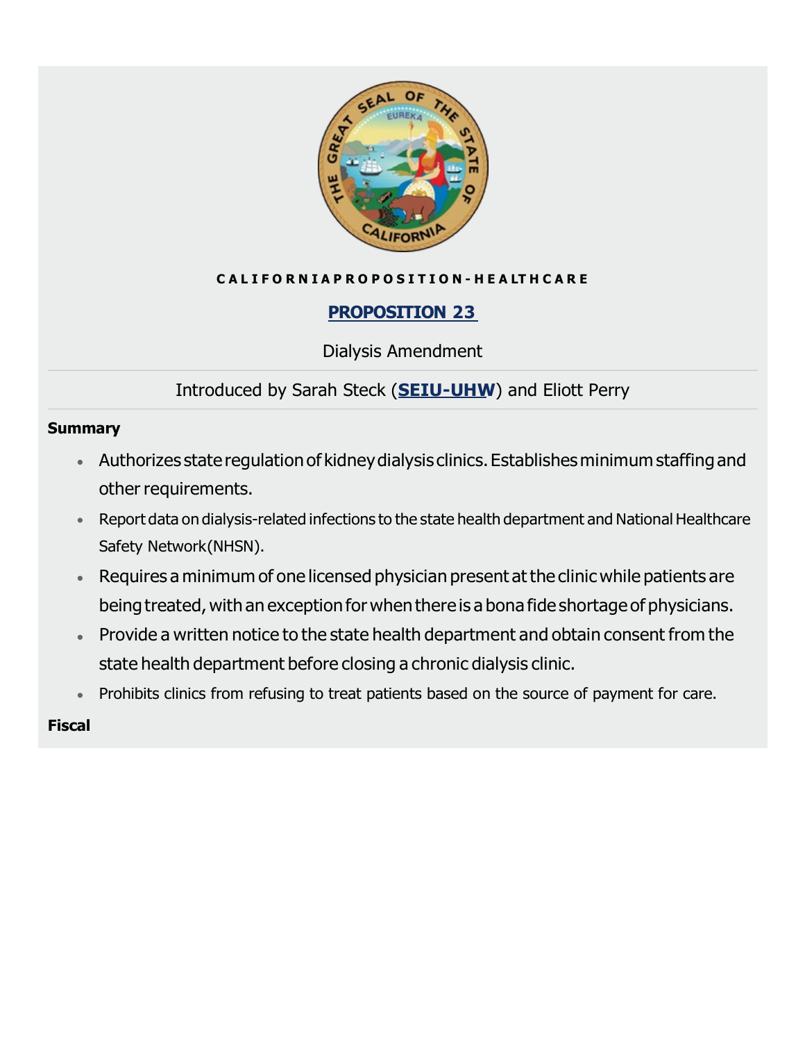CALIFORNIA PROPOSITION - HEALTHCARE

## PROPOSITION 23

Dialysis Amendment

Introduced by Sarah Steck (**SEIU-UHW**) and Eliott Perry

**Summary**

- Authorizes state regulation of kidney dialysis clinics. Establishes minimum staffing and other requirements.
- Report data on dialysis-related infections to the state health department and National Healthcare Safety Network (NHSN).
- Requires a minimum of one licensed physician present at the clinic while patients are being treated, with an exception for when there is a bona fide shortage of physicians.
- Provide a written notice to the state health department and obtain consent from the state health department before closing a chronic dialysis clinic.
- Prohibits clinics from refusing to treat patients based on the source of payment for care.

**Fiscal**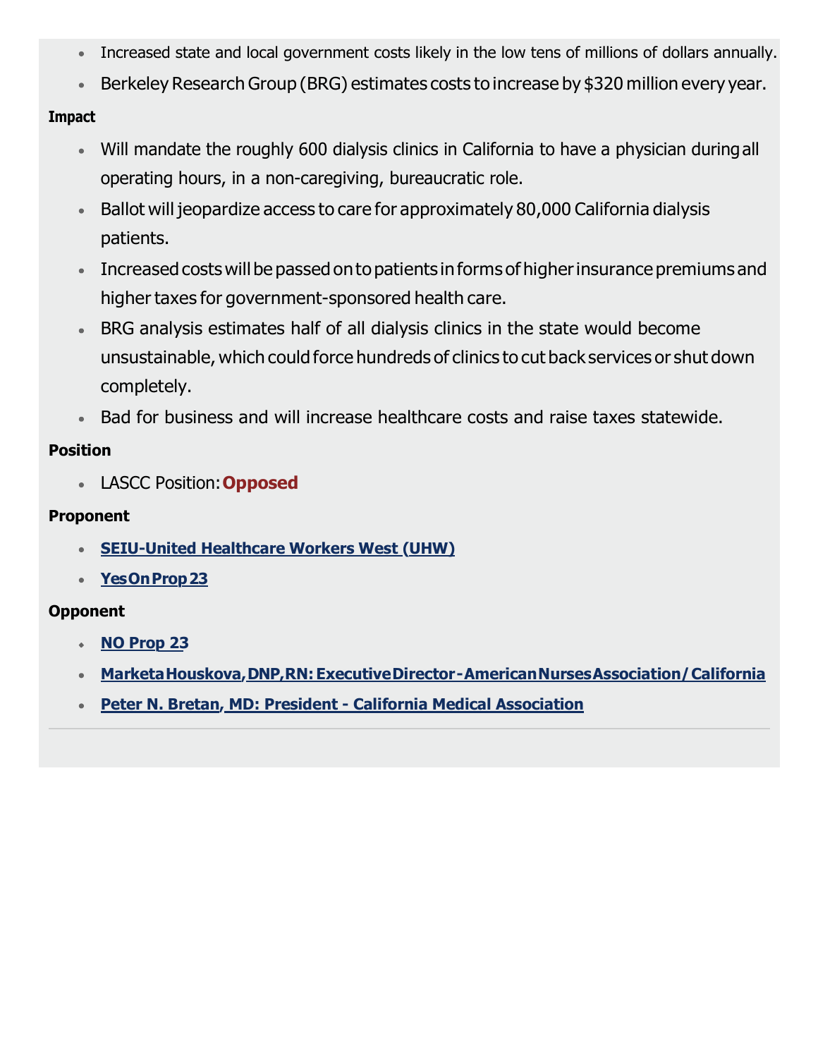- Increased state and local government costs likely in the low tens of millions of dollars annually.
- Berkeley Research Group (BRG) estimates costs to increase by $320 million every year.

**Impact**

- Will mandate the roughly 600 dialysis clinics in California to have a physician during all operating hours, in a non-caregiving, bureaucratic role.
- Ballot will jeopardize access to care for approximately 80,000 California dialysis patients.
- Increased costs will be passed on to patients in forms of higher insurance premiums and higher taxes for government-sponsored health care.
- BRG analysis estimates half of all dialysis clinics in the state would become unsustainable, which could force hundreds of clinics to cut back services or shut down completely.
- Bad for business and will increase healthcare costs and raise taxes statewide.

**Position**

- LASCC Position: **Opposed**

**Proponent**

- **SEIU-United Healthcare Workers West (UHW)**
- **YesOnProp23**

**Opponent**

- **NO Prop 23**
- **Marketa Houskova, DNP, RN: Executive Director - American Nurses Association / California**
- **Peter N. Bretan, MD: President - California Medical Association**